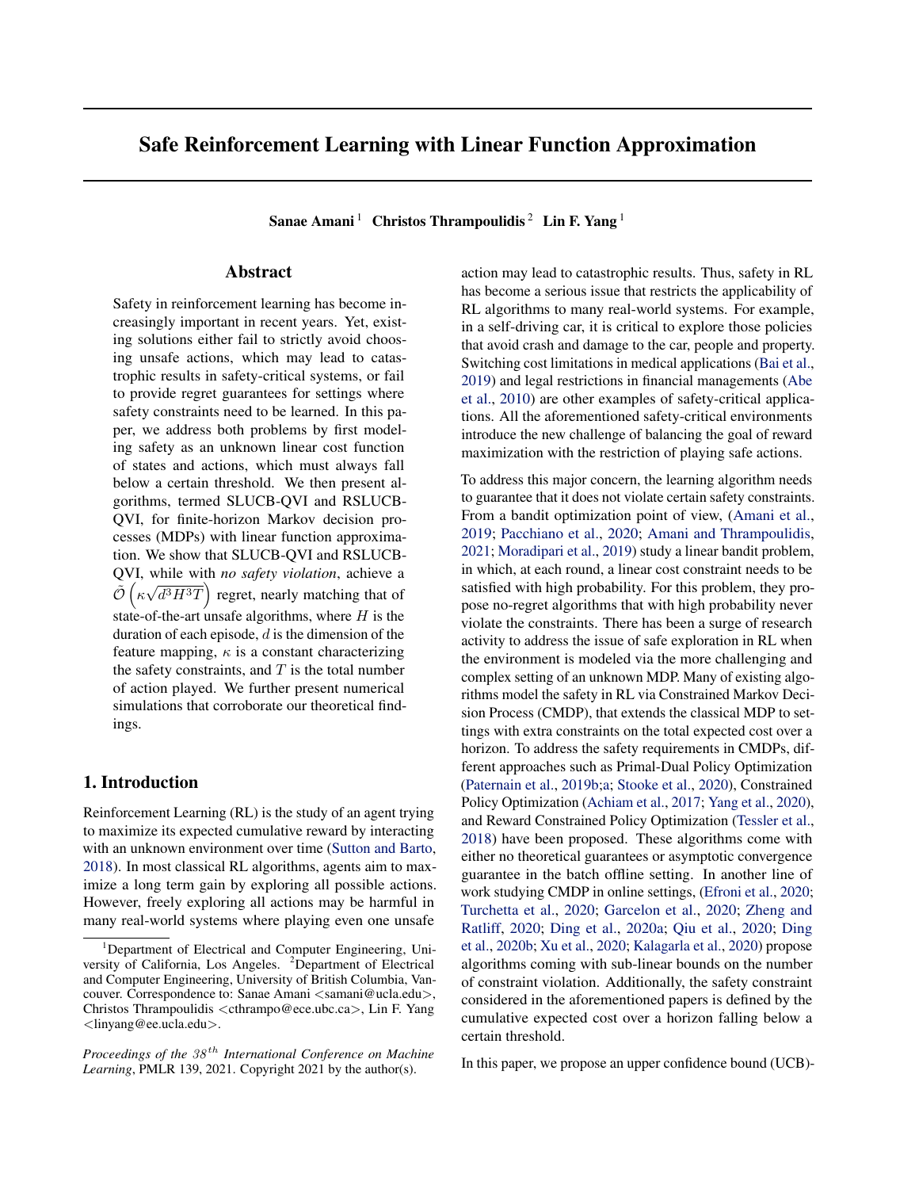# Safe Reinforcement Learning with Linear Function Approximation

**Sanae Amani** [1] **Christos Thrampoulidis** [2] **Lin F. Yang** [1]

## Abstract

Safety in reinforcement learning has become increasingly important in recent years. Yet, existing solutions either fail to strictly avoid choosing unsafe actions, which may lead to catastrophic results in safety-critical systems, or fail to provide regret guarantees for settings where safety constraints need to be learned. In this paper, we address both problems by first modeling safety as an unknown linear cost function of states and actions, which must always fall below a certain threshold. We then present algorithms, termed SLUCB-QVI and RSLUCB-QVI, for finite-horizon Markov decision processes (MDPs) with linear function approximation. We show that SLUCB-QVI and RSLUCB-QVI, while with *no safety violation*, achieve a $\tilde{\mathcal{O}}\left(\kappa\sqrt{d^3H^3T}\right)$ regret, nearly matching that of state-of-the-art unsafe algorithms, where $H$ is the duration of each episode, $d$ is the dimension of the feature mapping, $\kappa$ is a constant characterizing the safety constraints, and $T$ is the total number of action played. We further present numerical simulations that corroborate our theoretical findings.

## 1. Introduction

Reinforcement Learning (RL) is the study of an agent trying to maximize its expected cumulative reward by interacting with an unknown environment over time (Sutton and Barto, 2018). In most classical RL algorithms, agents aim to maximize a long term gain by exploring all possible actions. However, freely exploring all actions may be harmful in many real-world systems where playing even one unsafe action may lead to catastrophic results. Thus, safety in RL has become a serious issue that restricts the applicability of RL algorithms to many real-world systems. For example, in a self-driving car, it is critical to explore those policies that avoid crash and damage to the car, people and property. Switching cost limitations in medical applications (Bai et al., 2019) and legal restrictions in financial managements (Abe et al., 2010) are other examples of safety-critical applications. All the aforementioned safety-critical environments introduce the new challenge of balancing the goal of reward maximization with the restriction of playing safe actions.

To address this major concern, the learning algorithm needs to guarantee that it does not violate certain safety constraints. From a bandit optimization point of view, (Amani et al., 2019; Pacchiano et al., 2020; Amani and Thrampoulidis, 2021; Moradipari et al., 2019) study a linear bandit problem, in which, at each round, a linear cost constraint needs to be satisfied with high probability. For this problem, they propose no-regret algorithms that with high probability never violate the constraints. There has been a surge of research activity to address the issue of safe exploration in RL when the environment is modeled via the more challenging and complex setting of an unknown MDP. Many of existing algorithms model the safety in RL via Constrained Markov Decision Process (CMDP), that extends the classical MDP to settings with extra constraints on the total expected cost over a horizon. To address the safety requirements in CMDPs, different approaches such as Primal-Dual Policy Optimization (Paternain et al., 2019b;a; Stooke et al., 2020), Constrained Policy Optimization (Achiam et al., 2017; Yang et al., 2020), and Reward Constrained Policy Optimization (Tessler et al., 2018) have been proposed. These algorithms come with either no theoretical guarantees or asymptotic convergence guarantee in the batch offline setting. In another line of work studying CMDP in online settings, (Efroni et al., 2020; Turchetta et al., 2020; Garcelon et al., 2020; Zheng and Ratliff, 2020; Ding et al., 2020a; Qiu et al., 2020; Ding et al., 2020b; Xu et al., 2020; Kalagarla et al., 2020) propose algorithms coming with sub-linear bounds on the number of constraint violation. Additionally, the safety constraint considered in the aforementioned papers is defined by the cumulative expected cost over a horizon falling below a certain threshold.

In this paper, we propose an upper confidence bound (UCB)-

---

[1] Department of Electrical and Computer Engineering, University of California, Los Angeles. [2] Department of Electrical and Computer Engineering, University of British Columbia, Vancouver. Correspondence to: Sanae Amani <samani@ucla.edu>, Christos Thrampoulidis <cthrampo@ece.ubc.ca>, Lin F. Yang <linyang@ee.ucla.edu>.

*Proceedings of the 38th International Conference on Machine Learning*, PMLR 139, 2021. Copyright 2021 by the author(s).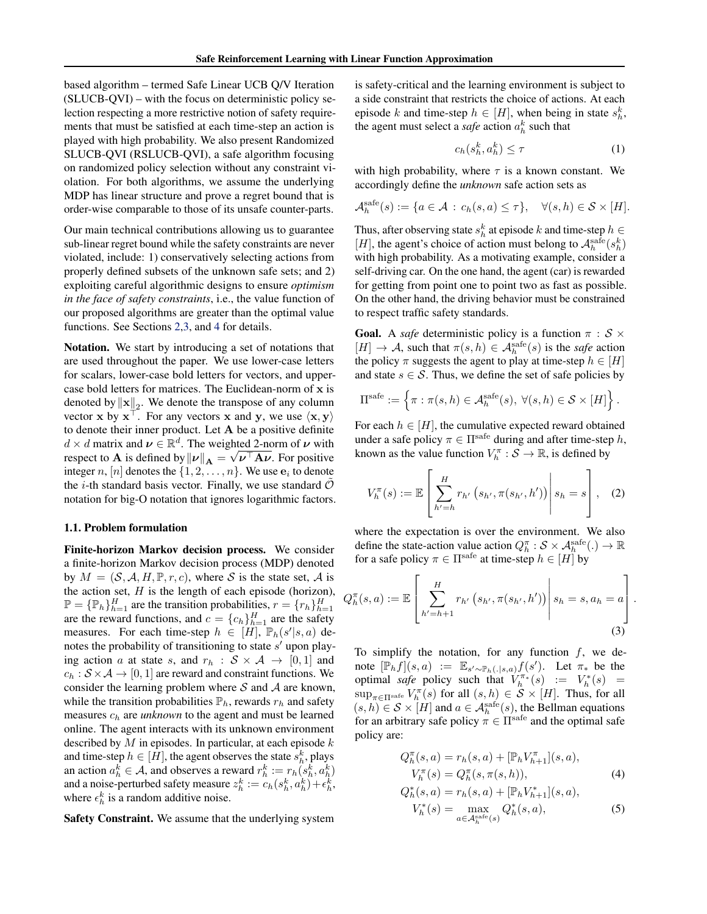based algorithm – termed Safe Linear UCB Q/V Iteration (SLUCB-QVI) – with the focus on deterministic policy selection respecting a more restrictive notion of safety requirements that must be satisfied at each time-step an action is played with high probability. We also present Randomized SLUCB-QVI (RSLUCB-QVI), a safe algorithm focusing on randomized policy selection without any constraint violation. For both algorithms, we assume the underlying MDP has linear structure and prove a regret bound that is order-wise comparable to those of its unsafe counter-parts.

Our main technical contributions allowing us to guarantee sub-linear regret bound while the safety constraints are never violated, include: 1) conservatively selecting actions from properly defined subsets of the unknown safe sets; and 2) exploiting careful algorithmic designs to ensure *optimism in the face of safety constraints*, i.e., the value function of our proposed algorithms are greater than the optimal value functions. See Sections 2,3, and 4 for details.

**Notation.** We start by introducing a set of notations that are used throughout the paper. We use lower-case letters for scalars, lower-case bold letters for vectors, and upper-case bold letters for matrices. The Euclidean-norm of $\mathbf{x}$ is denoted by $\|\mathbf{x}\|_2$. We denote the transpose of any column vector $\mathbf{x}$ by $\mathbf{x}^\top$. For any vectors $\mathbf{x}$ and $\mathbf{y}$, we use $\langle \mathbf{x}, \mathbf{y} \rangle$ to denote their inner product. Let $\mathbf{A}$ be a positive definite $d \times d$ matrix and $\boldsymbol{\nu} \in \mathbb{R}^d$. The weighted 2-norm of $\boldsymbol{\nu}$ with respect to $\mathbf{A}$ is defined by $\|\boldsymbol{\nu}\|_{\mathbf{A}} = \sqrt{\boldsymbol{\nu}^\top \mathbf{A} \boldsymbol{\nu}}$. For positive integer $n$, $[n]$ denotes the $\{1, 2, \ldots, n\}$. We use $\mathbf{e}_i$ to denote the $i$-th standard basis vector. Finally, we use standard $\tilde{\mathcal{O}}$ notation for big-O notation that ignores logarithmic factors.

### 1.1. Problem formulation

**Finite-horizon Markov decision process.** We consider a finite-horizon Markov decision process (MDP) denoted by $M = (\mathcal{S}, \mathcal{A}, H, \mathbb{P}, r, c)$, where $\mathcal{S}$ is the state set, $\mathcal{A}$ is the action set, $H$ is the length of each episode (horizon), $\mathbb{P} = \{\mathbb{P}_h\}_{h=1}^H$ are the transition probabilities, $r = \{r_h\}_{h=1}^H$ are the reward functions, and $c = \{c_h\}_{h=1}^H$ are the safety measures. For each time-step $h \in [H]$, $\mathbb{P}_h(s'|s,a)$ denotes the probability of transitioning to state $s'$ upon playing action $a$ at state $s$, and $r_h : \mathcal{S} \times \mathcal{A} \rightarrow [0,1]$ and $c_h : \mathcal{S} \times \mathcal{A} \rightarrow [0,1]$ are reward and constraint functions. We consider the learning problem where $\mathcal{S}$ and $\mathcal{A}$ are known, while the transition probabilities $\mathbb{P}_h$, rewards $r_h$ and safety measures $c_h$ are *unknown* to the agent and must be learned online. The agent interacts with its unknown environment described by $M$ in episodes. In particular, at each episode $k$ and time-step $h \in [H]$, the agent observes the state $s_h^k$, plays an action $a_h^k \in \mathcal{A}$, and observes a reward $r_h^k := r_h(s_h^k, a_h^k)$ and a noise-perturbed safety measure $z_h^k := c_h(s_h^k, a_h^k) + \epsilon_h^k$, where $\epsilon_h^k$ is a random additive noise.

**Safety Constraint.** We assume that the underlying system is safety-critical and the learning environment is subject to a side constraint that restricts the choice of actions. At each episode $k$ and time-step $h \in [H]$, when being in state $s_h^k$, the agent must select a *safe* action $a_h^k$ such that

$$c_h(s_h^k, a_h^k) \leq \tau \tag{1}$$

with high probability, where $\tau$ is a known constant. We accordingly define the *unknown* safe action sets as

$$\mathcal{A}_h^{\text{safe}}(s) := \{a \in \mathcal{A} : c_h(s,a) \leq \tau\}, \quad \forall (s,h) \in \mathcal{S} \times [H].$$

Thus, after observing state $s_h^k$ at episode $k$ and time-step $h \in [H]$, the agent's choice of action must belong to $\mathcal{A}_h^{\text{safe}}(s_h^k)$ with high probability. As a motivating example, consider a self-driving car. On the one hand, the agent (car) is rewarded for getting from point one to point two as fast as possible. On the other hand, the driving behavior must be constrained to respect traffic safety standards.

**Goal.** A *safe* deterministic policy is a function $\pi : \mathcal{S} \times [H] \rightarrow \mathcal{A}$, such that $\pi(s,h) \in \mathcal{A}_h^{\text{safe}}(s)$ is the *safe* action the policy $\pi$ suggests the agent to play at time-step $h \in [H]$ and state $s \in \mathcal{S}$. Thus, we define the set of safe policies by

$$\Pi^{\text{safe}} := \left\{ \pi : \pi(s,h) \in \mathcal{A}_h^{\text{safe}}(s), \ \forall (s,h) \in \mathcal{S} \times [H] \right\}.$$

For each $h \in [H]$, the cumulative expected reward obtained under a safe policy $\pi \in \Pi^{\text{safe}}$ during and after time-step $h$, known as the value function $V_h^\pi : \mathcal{S} \rightarrow \mathbb{R}$, is defined by

$$V_h^\pi(s) := \mathbb{E}\left[ \sum_{h'=h}^H r_{h'}\left(s_{h'}, \pi(s_{h'}, h')\right) \middle| s_h = s \right], \tag{2}$$

where the expectation is over the environment. We also define the state-action value action $Q_h^\pi : \mathcal{S} \times \mathcal{A}_h^{\text{safe}}(.) \rightarrow \mathbb{R}$ for a safe policy $\pi \in \Pi^{\text{safe}}$ at time-step $h \in [H]$ by

$$Q_h^\pi(s,a) := \mathbb{E}\left[ \sum_{h'=h+1}^H r_{h'}\left(s_{h'}, \pi(s_{h'}, h')\right) \middle| s_h = s, a_h = a \right]. \tag{3}$$

To simplify the notation, for any function $f$, we denote $[\mathbb{P}_h f](s,a) := \mathbb{E}_{s' \sim \mathbb{P}_h(.|s,a)} f(s')$. Let $\pi_*$ be the optimal *safe* policy such that $V_h^{\pi_*}(s) := V_h^*(s) = \sup_{\pi \in \Pi^{\text{safe}}} V_h^\pi(s)$ for all $(s,h) \in \mathcal{S} \times [H]$. Thus, for all $(s,h) \in \mathcal{S} \times [H]$ and $a \in \mathcal{A}_h^{\text{safe}}(s)$, the Bellman equations for an arbitrary safe policy $\pi \in \Pi^{\text{safe}}$ and the optimal safe policy are:

$$\begin{aligned} Q_h^\pi(s,a) &= r_h(s,a) + [\mathbb{P}_h V_{h+1}^\pi](s,a), \\ V_h^\pi(s) &= Q_h^\pi(s, \pi(s,h)), \end{aligned} \tag{4}$$

$$\begin{aligned} Q_h^*(s,a) &= r_h(s,a) + [\mathbb{P}_h V_{h+1}^*](s,a), \\ V_h^*(s) &= \max_{a \in \mathcal{A}_h^{\text{safe}}(s)} Q_h^*(s,a), \end{aligned} \tag{5}$$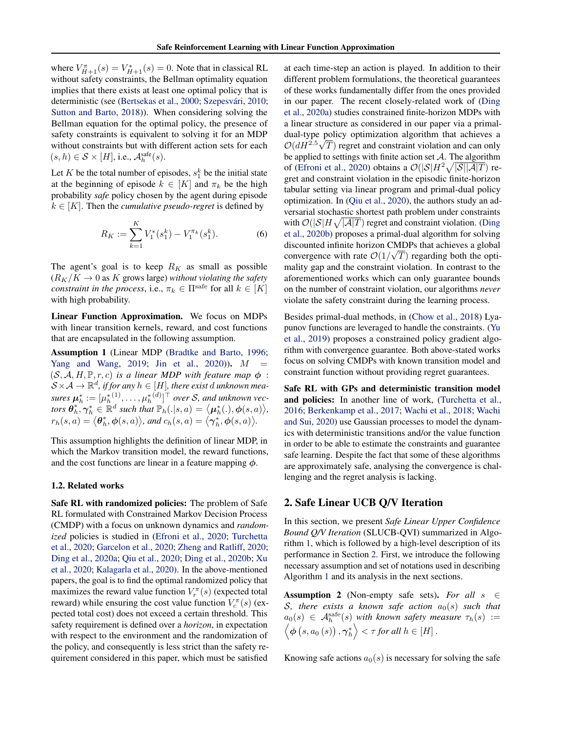where $V^{\pi}_{H+1}(s) = V^{*}_{H+1}(s) = 0$. Note that in classical RL without safety constraints, the Bellman optimality equation implies that there exists at least one optimal policy that is deterministic (see (Bertsekas et al., 2000; Szepesvári, 2010; Sutton and Barto, 2018)). When considering solving the Bellman equation for the optimal policy, the presence of safety constraints is equivalent to solving it for an MDP without constraints but with different action sets for each $(s,h) \in \mathcal{S} \times [H]$, i.e., $\mathcal{A}^{\text{safe}}_h(s)$.

Let $K$ be the total number of episodes, $s_1^k$ be the initial state at the beginning of episode $k \in [K]$ and $\pi_k$ be the high probability *safe* policy chosen by the agent during episode $k \in [K]$. Then the *cumulative pseudo-regret* is defined by

$$R_K := \sum_{k=1}^{K} V_1^*(s_1^k) - V_1^{\pi_k}(s_1^k). \tag{6}$$

The agent's goal is to keep $R_K$ as small as possible ($R_K/K \to 0$ as $K$ grows large) *without violating the safety constraint in the process*, i.e., $\pi_k \in \Pi^{\text{safe}}$ for all $k \in [K]$ with high probability.

**Linear Function Approximation.** We focus on MDPs with linear transition kernels, reward, and cost functions that are encapsulated in the following assumption.

**Assumption 1** (Linear MDP (Bradtke and Barto, 1996; Yang and Wang, 2019; Jin et al., 2020)). *$M = (\mathcal{S}, \mathcal{A}, H, \mathbb{P}, r, c)$ is a linear MDP with feature map $\boldsymbol{\phi} : \mathcal{S} \times \mathcal{A} \to \mathbb{R}^d$, if for any $h \in [H]$, there exist $d$ unknown measures $\boldsymbol{\mu}_h^* := [\mu_h^{*(1)}, \ldots, \mu_h^{*(d)}]^\top$ over $\mathcal{S}$, and unknown vectors $\boldsymbol{\theta}_h^*, \boldsymbol{\gamma}_h^* \in \mathbb{R}^d$ such that $\mathbb{P}_h(.|s,a) = \langle \boldsymbol{\mu}_h^*(.), \boldsymbol{\phi}(s,a) \rangle$, $r_h(s,a) = \langle \boldsymbol{\theta}_h^*, \boldsymbol{\phi}(s,a) \rangle$, and $c_h(s,a) = \langle \boldsymbol{\gamma}_h^*, \boldsymbol{\phi}(s,a) \rangle$.*

This assumption highlights the definition of linear MDP, in which the Markov transition model, the reward functions, and the cost functions are linear in a feature mapping $\boldsymbol{\phi}$.

### 1.2. Related works

**Safe RL with randomized policies:** The problem of Safe RL formulated with Constrained Markov Decision Process (CMDP) with a focus on unknown dynamics and *randomized* policies is studied in (Efroni et al., 2020; Turchetta et al., 2020; Garcelon et al., 2020; Zheng and Ratliff, 2020; Ding et al., 2020a; Qiu et al., 2020; Ding et al., 2020b; Xu et al., 2020; Kalagarla et al., 2020). In the above-mentioned papers, the goal is to find the optimal randomized policy that maximizes the reward value function $V_r^\pi(s)$ (expected total reward) while ensuring the cost value function $V_c^\pi(s)$ (expected total cost) does not exceed a certain threshold. This safety requirement is defined over a *horizon*, in expectation with respect to the environment and the randomization of the policy, and consequently is less strict than the safety requirement considered in this paper, which must be satisfied at each time-step an action is played. In addition to their different problem formulations, the theoretical guarantees of these works fundamentally differ from the ones provided in our paper. The recent closely-related work of (Ding et al., 2020a) studies constrained finite-horizon MDPs with a linear structure as considered in our paper via a primal-dual-type policy optimization algorithm that achieves a $\mathcal{O}(dH^{2.5}\sqrt{T})$ regret and constraint violation and can only be applied to settings with finite action set $\mathcal{A}$. The algorithm of (Efroni et al., 2020) obtains a $\mathcal{O}(|\mathcal{S}|H^2\sqrt{|\mathcal{S}||\mathcal{A}|T})$ regret and constraint violation in the episodic finite-horizon tabular setting via linear program and primal-dual policy optimization. In (Qiu et al., 2020), the authors study an adversarial stochastic shortest path problem under constraints with $\mathcal{O}(|\mathcal{S}|H\sqrt{|\mathcal{A}|T})$ regret and constraint violation. (Ding et al., 2020b) proposes a primal-dual algorithm for solving discounted infinite horizon CMDPs that achieves a global convergence with rate $\mathcal{O}(1/\sqrt{T})$ regarding both the optimality gap and the constraint violation. In contrast to the aforementioned works which can only guarantee bounds on the number of constraint violation, our algorithms *never* violate the safety constraint during the learning process.

Besides primal-dual methods, in (Chow et al., 2018) Lyapunov functions are leveraged to handle the constraints. (Yu et al., 2019) proposes a constrained policy gradient algorithm with convergence guarantee. Both above-stated works focus on solving CMDPs with known transition model and constraint function without providing regret guarantees.

**Safe RL with GPs and deterministic transition model and policies:** In another line of work, (Turchetta et al., 2016; Berkenkamp et al., 2017; Wachi et al., 2018; Wachi and Sui, 2020) use Gaussian processes to model the dynamics with deterministic transitions and/or the value function in order to be able to estimate the constraints and guarantee safe learning. Despite the fact that some of these algorithms are approximately safe, analysing the convergence is challenging and the regret analysis is lacking.

## 2. Safe Linear UCB Q/V Iteration

In this section, we present *Safe Linear Upper Confidence Bound Q/V Iteration* (SLUCB-QVI) summarized in Algorithm 1, which is followed by a high-level description of its performance in Section 2. First, we introduce the following necessary assumption and set of notations used in describing Algorithm 1 and its analysis in the next sections.

**Assumption 2** (Non-empty safe sets). *For all $s \in \mathcal{S}$, there exists a known safe action $a_0(s)$ such that $a_0(s) \in \mathcal{A}_h^{\text{safe}}(s)$ with known safety measure $\tau_h(s) := \left\langle \boldsymbol{\phi}\left(s, a_0\left(s\right)\right), \boldsymbol{\gamma}_h^* \right\rangle < \tau$ for all $h \in [H]$.*

Knowing safe actions $a_0(s)$ is necessary for solving the safe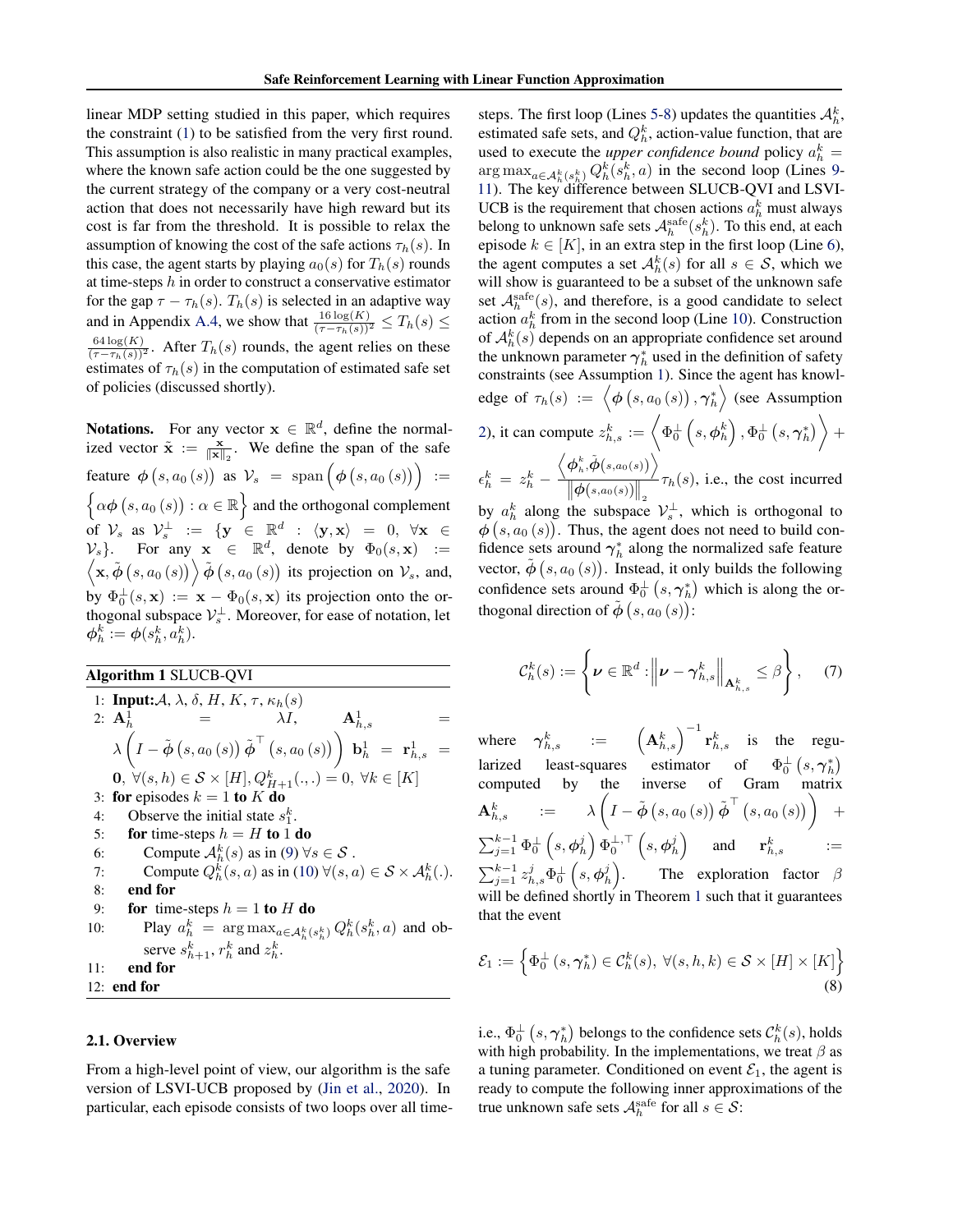linear MDP setting studied in this paper, which requires the constraint (1) to be satisfied from the very first round. This assumption is also realistic in many practical examples, where the known safe action could be the one suggested by the current strategy of the company or a very cost-neutral action that does not necessarily have high reward but its cost is far from the threshold. It is possible to relax the assumption of knowing the cost of the safe actions $\tau_h(s)$. In this case, the agent starts by playing $a_0(s)$ for $T_h(s)$ rounds at time-steps $h$ in order to construct a conservative estimator for the gap $\tau - \tau_h(s)$. $T_h(s)$ is selected in an adaptive way and in Appendix A.4, we show that $\frac{16\log(K)}{(\tau-\tau_h(s))^2} \leq T_h(s) \leq \frac{64\log(K)}{(\tau-\tau_h(s))^2}$. After $T_h(s)$ rounds, the agent relies on these estimates of $\tau_h(s)$ in the computation of estimated safe set of policies (discussed shortly).

**Notations.** For any vector $\mathbf{x} \in \mathbb{R}^d$, define the normalized vector $\tilde{\mathbf{x}} := \frac{\mathbf{x}}{\|\mathbf{x}\|_2}$. We define the span of the safe feature $\boldsymbol{\phi}\left(s, a_0\left(s\right)\right)$ as $\mathcal{V}_s = \text{span}\left(\boldsymbol{\phi}\left(s, a_0\left(s\right)\right)\right) := \left\{\alpha \boldsymbol{\phi}\left(s, a_0\left(s\right)\right) : \alpha \in \mathbb{R}\right\}$ and the orthogonal complement of $\mathcal{V}_s$ as $\mathcal{V}_s^{\perp} := \{\mathbf{y} \in \mathbb{R}^d : \langle \mathbf{y}, \mathbf{x} \rangle = 0, \ \forall \mathbf{x} \in \mathcal{V}_s\}$. For any $\mathbf{x} \in \mathbb{R}^d$, denote by $\Phi_0(s, \mathbf{x}) := \left\langle \mathbf{x}, \tilde{\boldsymbol{\phi}}\left(s, a_0\left(s\right)\right)\right\rangle \tilde{\boldsymbol{\phi}}\left(s, a_0\left(s\right)\right)$ its projection on $\mathcal{V}_s$, and, by $\Phi_0^{\perp}(s, \mathbf{x}) := \mathbf{x} - \Phi_0(s, \mathbf{x})$ its projection onto the orthogonal subspace $\mathcal{V}_s^{\perp}$. Moreover, for ease of notation, let $\boldsymbol{\phi}_h^k := \boldsymbol{\phi}(s_h^k, a_h^k)$.

**Algorithm 1** SLUCB-QVI

1: **Input:** $\mathcal{A}$, $\lambda$, $\delta$, $H$, $K$, $\tau$, $\kappa_h(s)$
2: $\mathbf{A}_h^1 = \lambda I$, $\mathbf{A}_{h,s}^1 = \lambda\left(I - \tilde{\boldsymbol{\phi}}\left(s, a_0\left(s\right)\right)\tilde{\boldsymbol{\phi}}^{\top}\left(s, a_0\left(s\right)\right)\right)$ $\mathbf{b}_h^1 = \mathbf{r}_{h,s}^1 = \mathbf{0}$, $\forall (s,h) \in \mathcal{S} \times [H], Q_{H+1}^k(.,.) = 0, \ \forall k \in [K]$
3: **for** episodes $k = 1$ **to** $K$ **do**
4: Observe the initial state $s_1^k$.
5: **for** time-steps $h = H$ **to** $1$ **do**
6: Compute $\mathcal{A}_h^k(s)$ as in (9) $\forall s \in \mathcal{S}$ .
7: Compute $Q_h^k(s,a)$ as in (10) $\forall (s,a) \in \mathcal{S} \times \mathcal{A}_h^k(.)$.
8: **end for**
9: **for** time-steps $h = 1$ **to** $H$ **do**
10: Play $a_h^k = \arg\max_{a \in \mathcal{A}_h^k(s_h^k)} Q_h^k(s_h^k, a)$ and observe $s_{h+1}^k$, $r_h^k$ and $z_h^k$.
11: **end for**
12: **end for**

## 2.1. Overview

From a high-level point of view, our algorithm is the safe version of LSVI-UCB proposed by (Jin et al., 2020). In particular, each episode consists of two loops over all time-steps. The first loop (Lines 5-8) updates the quantities $\mathcal{A}_h^k$, estimated safe sets, and $Q_h^k$, action-value function, that are used to execute the *upper confidence bound* policy $a_h^k = \arg\max_{a \in \mathcal{A}_h^k(s_h^k)} Q_h^k(s_h^k, a)$ in the second loop (Lines 9-11). The key difference between SLUCB-QVI and LSVI-UCB is the requirement that chosen actions $a_h^k$ must always belong to unknown safe sets $\mathcal{A}_h^{\text{safe}}(s_h^k)$. To this end, at each episode $k \in [K]$, in an extra step in the first loop (Line 6), the agent computes a set $\mathcal{A}_h^k(s)$ for all $s \in \mathcal{S}$, which we will show is guaranteed to be a subset of the unknown safe set $\mathcal{A}_h^{\text{safe}}(s)$, and therefore, is a good candidate to select action $a_h^k$ from in the second loop (Line 10). Construction of $\mathcal{A}_h^k(s)$ depends on an appropriate confidence set around the unknown parameter $\boldsymbol{\gamma}_h^*$ used in the definition of safety constraints (see Assumption 1). Since the agent has knowledge of $\tau_h(s) := \left\langle \boldsymbol{\phi}\left(s, a_0\left(s\right)\right), \boldsymbol{\gamma}_h^* \right\rangle$ (see Assumption 2), it can compute $z_{h,s}^k := \left\langle \Phi_0^{\perp}\left(s, \boldsymbol{\phi}_h^k\right), \Phi_0^{\perp}\left(s, \boldsymbol{\gamma}_h^*\right)\right\rangle + \epsilon_h^k = z_h^k - \frac{\left\langle \boldsymbol{\phi}_h^k, \tilde{\boldsymbol{\phi}}(s, a_0(s))\right\rangle}{\left\|\boldsymbol{\phi}(s, a_0(s))\right\|_2}\tau_h(s)$, i.e., the cost incurred by $a_h^k$ along the subspace $\mathcal{V}_s^{\perp}$, which is orthogonal to $\boldsymbol{\phi}\left(s, a_0\left(s\right)\right)$. Thus, the agent does not need to build confidence sets around $\boldsymbol{\gamma}_h^*$ along the normalized safe feature vector, $\tilde{\boldsymbol{\phi}}\left(s, a_0\left(s\right)\right)$. Instead, it only builds the following confidence sets around $\Phi_0^{\perp}\left(s, \boldsymbol{\gamma}_h^*\right)$ which is along the orthogonal direction of $\tilde{\boldsymbol{\phi}}\left(s, a_0\left(s\right)\right)$:

$$\mathcal{C}_h^k(s) := \left\{\boldsymbol{\nu} \in \mathbb{R}^d : \left\|\boldsymbol{\nu} - \boldsymbol{\gamma}_{h,s}^k\right\|_{\mathbf{A}_{h,s}^k} \leq \beta\right\}, \tag{7}$$

where $\boldsymbol{\gamma}_{h,s}^k := \left(\mathbf{A}_{h,s}^k\right)^{-1}\mathbf{r}_{h,s}^k$ is the regularized least-squares estimator of $\Phi_0^{\perp}\left(s, \boldsymbol{\gamma}_h^*\right)$ computed by the inverse of Gram matrix $\mathbf{A}_{h,s}^k := \lambda\left(I - \tilde{\boldsymbol{\phi}}\left(s, a_0\left(s\right)\right)\tilde{\boldsymbol{\phi}}^{\top}\left(s, a_0\left(s\right)\right)\right) + \sum_{j=1}^{k-1}\Phi_0^{\perp}\left(s, \boldsymbol{\phi}_h^j\right)\Phi_0^{\perp,\top}\left(s, \boldsymbol{\phi}_h^j\right)$ and $\mathbf{r}_{h,s}^k := \sum_{j=1}^{k-1} z_{h,s}^j \Phi_0^{\perp}\left(s, \boldsymbol{\phi}_h^j\right)$. The exploration factor $\beta$ will be defined shortly in Theorem 1 such that it guarantees that the event

$$\mathcal{E}_1 := \left\{\Phi_0^{\perp}\left(s, \boldsymbol{\gamma}_h^*\right) \in \mathcal{C}_h^k(s), \ \forall (s,h,k) \in \mathcal{S} \times [H] \times [K]\right\} \tag{8}$$

i.e., $\Phi_0^{\perp}\left(s, \boldsymbol{\gamma}_h^*\right)$ belongs to the confidence sets $\mathcal{C}_h^k(s)$, holds with high probability. In the implementations, we treat $\beta$ as a tuning parameter. Conditioned on event $\mathcal{E}_1$, the agent is ready to compute the following inner approximations of the true unknown safe sets $\mathcal{A}_h^{\text{safe}}$ for all $s \in \mathcal{S}$: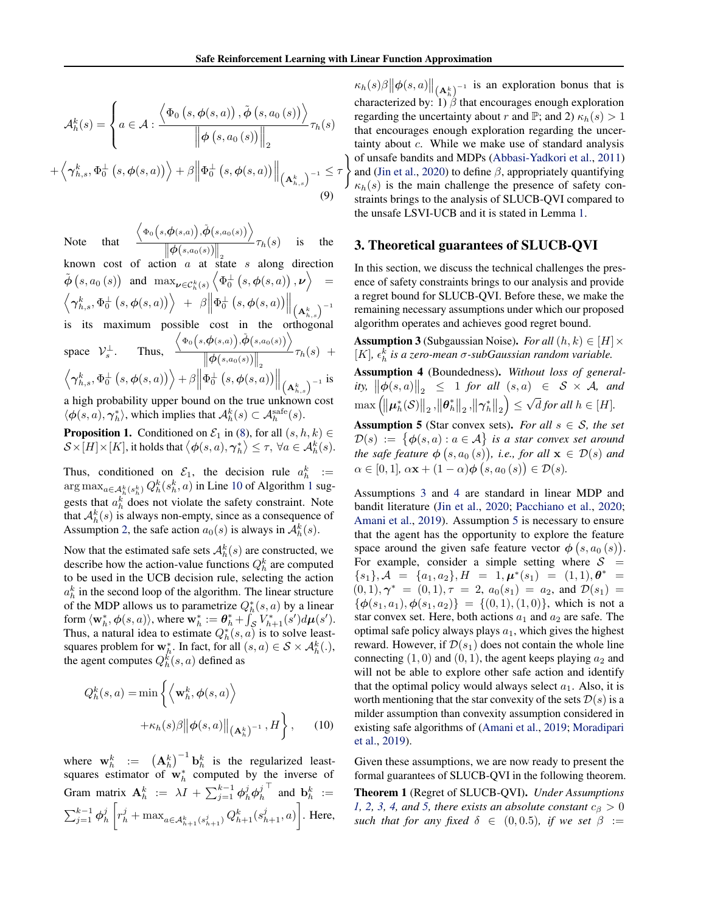$$\mathcal{A}_h^k(s) = \left\{ a \in \mathcal{A} : \frac{\left\langle \Phi_0\left(s, \boldsymbol{\phi}(s,a)\right), \tilde{\boldsymbol{\phi}}\left(s, a_0\left(s\right)\right) \right\rangle}{\left\| \boldsymbol{\phi}\left(s, a_0\left(s\right)\right) \right\|_2} \tau_h(s) \right.$$

$$\left. + \left\langle \boldsymbol{\gamma}_{h,s}^k, \Phi_0^\perp\left(s, \boldsymbol{\phi}(s,a)\right) \right\rangle + \beta \left\| \Phi_0^\perp\left(s, \boldsymbol{\phi}(s,a)\right) \right\|_{\left(\mathbf{A}_{h,s}^k\right)^{-1}} \leq \tau \right\} \tag{9}$$

Note that $\frac{\left\langle \Phi_0\left(s,\boldsymbol{\phi}(s,a)\right),\tilde{\boldsymbol{\phi}}\left(s,a_0(s)\right)\right\rangle}{\left\|\boldsymbol{\phi}\left(s,a_0(s)\right)\right\|_2}\tau_h(s)$ is the known cost of action $a$ at state $s$ along direction $\tilde{\boldsymbol{\phi}}\left(s, a_0\left(s\right)\right)$ and $\max_{\boldsymbol{\nu}\in\mathcal{C}_h^k(s)} \left\langle \Phi_0^\perp\left(s, \boldsymbol{\phi}(s,a)\right), \boldsymbol{\nu} \right\rangle = \left\langle \boldsymbol{\gamma}_{h,s}^k, \Phi_0^\perp\left(s, \boldsymbol{\phi}(s,a)\right) \right\rangle + \beta \left\| \Phi_0^\perp\left(s, \boldsymbol{\phi}(s,a)\right) \right\|_{\left(\mathbf{A}_{h,s}^k\right)^{-1}}$ is its maximum possible cost in the orthogonal space $\mathcal{V}_s^\perp$. Thus, $\frac{\left\langle \Phi_0\left(s,\boldsymbol{\phi}(s,a)\right),\tilde{\boldsymbol{\phi}}\left(s,a_0(s)\right)\right\rangle}{\left\|\boldsymbol{\phi}\left(s,a_0(s)\right)\right\|_2}\tau_h(s) + \left\langle \boldsymbol{\gamma}_{h,s}^k, \Phi_0^\perp\left(s, \boldsymbol{\phi}(s,a)\right) \right\rangle + \beta \left\| \Phi_0^\perp\left(s, \boldsymbol{\phi}(s,a)\right) \right\|_{\left(\mathbf{A}_{h,s}^k\right)^{-1}}$ is a high probability upper bound on the true unknown cost $\langle \boldsymbol{\phi}(s,a), \boldsymbol{\gamma}_h^* \rangle$, which implies that $\mathcal{A}_h^k(s) \subset \mathcal{A}_h^{\text{safe}}(s)$.

**Proposition 1.** Conditioned on $\mathcal{E}_1$ in (8), for all $(s, h, k) \in \mathcal{S} \times [H] \times [K]$, it holds that $\langle \boldsymbol{\phi}(s,a), \boldsymbol{\gamma}_h^* \rangle \leq \tau$, $\forall a \in \mathcal{A}_h^k(s)$.

Thus, conditioned on $\mathcal{E}_1$, the decision rule $a_h^k := \arg\max_{a \in \mathcal{A}_h^k(s_h^k)} Q_h^k(s_h^k, a)$ in Line 10 of Algorithm 1 suggests that $a_h^k$ does not violate the safety constraint. Note that $\mathcal{A}_h^k(s)$ is always non-empty, since as a consequence of Assumption 2, the safe action $a_0(s)$ is always in $\mathcal{A}_h^k(s)$.

Now that the estimated safe sets $\mathcal{A}_h^k(s)$ are constructed, we describe how the action-value functions $Q_h^k$ are computed to be used in the UCB decision rule, selecting the action $a_h^k$ in the second loop of the algorithm. The linear structure of the MDP allows us to parametrize $Q_h^*(s, a)$ by a linear form $\langle \mathbf{w}_h^*, \boldsymbol{\phi}(s,a) \rangle$, where $\mathbf{w}_h^* := \boldsymbol{\theta}_h^* + \int_{\mathcal{S}} V_{h+1}^*(s') d\boldsymbol{\mu}(s')$. Thus, a natural idea to estimate $Q_h^*(s, a)$ is to solve least-squares problem for $\mathbf{w}_h^*$. In fact, for all $(s, a) \in \mathcal{S} \times \mathcal{A}_h^k(.)$, the agent computes $Q_h^k(s, a)$ defined as

$$Q_h^k(s,a) = \min\left\{ \left\langle \mathbf{w}_h^k, \boldsymbol{\phi}(s,a) \right\rangle + \kappa_h(s)\beta \left\| \boldsymbol{\phi}(s,a) \right\|_{\left(\mathbf{A}_h^k\right)^{-1}}, H \right\}, \tag{10}$$

where $\mathbf{w}_h^k := \left(\mathbf{A}_h^k\right)^{-1} \mathbf{b}_h^k$ is the regularized least-squares estimator of $\mathbf{w}_h^*$ computed by the inverse of Gram matrix $\mathbf{A}_h^k := \lambda I + \sum_{j=1}^{k-1} \boldsymbol{\phi}_h^j \boldsymbol{\phi}_h^{j\top}$ and $\mathbf{b}_h^k := \sum_{j=1}^{k-1} \boldsymbol{\phi}_h^j \left[ r_h^j + \max_{a \in \mathcal{A}_{h+1}^k(s_{h+1}^j)} Q_{h+1}^k(s_{h+1}^j, a) \right]$. Here, $\kappa_h(s)\beta \left\| \boldsymbol{\phi}(s,a) \right\|_{\left(\mathbf{A}_h^k\right)^{-1}}$ is an exploration bonus that is characterized by: 1) $\beta$ that encourages enough exploration regarding the uncertainty about $r$ and $\mathbb{P}$; and 2) $\kappa_h(s) > 1$ that encourages enough exploration regarding the uncertainty about $c$. While we make use of standard analysis of unsafe bandits and MDPs (Abbasi-Yadkori et al., 2011) and (Jin et al., 2020) to define $\beta$, appropriately quantifying $\kappa_h(s)$ is the main challenge the presence of safety constraints brings to the analysis of SLUCB-QVI compared to the unsafe LSVI-UCB and it is stated in Lemma 1.

## 3. Theoretical guarantees of SLUCB-QVI

In this section, we discuss the technical challenges the presence of safety constraints brings to our analysis and provide a regret bound for SLUCB-QVI. Before these, we make the remaining necessary assumptions under which our proposed algorithm operates and achieves good regret bound.

**Assumption 3** (Subgaussian Noise). *For all $(h, k) \in [H] \times [K]$, $\epsilon_h^k$ is a zero-mean $\sigma$-subGaussian random variable.*

**Assumption 4** (Boundedness). *Without loss of generality, $\left\|\boldsymbol{\phi}(s,a)\right\|_2 \leq 1$ for all $(s,a) \in \mathcal{S} \times \mathcal{A}$, and $\max\left(\left\|\boldsymbol{\mu}_h^*(\mathcal{S})\right\|_2, \left\|\boldsymbol{\theta}_h^*\right\|_2, \left\|\boldsymbol{\gamma}_h^*\right\|_2\right) \leq \sqrt{d}$ for all $h \in [H]$.*

**Assumption 5** (Star convex sets). *For all $s \in \mathcal{S}$, the set $\mathcal{D}(s) := \left\{\boldsymbol{\phi}(s,a) : a \in \mathcal{A}\right\}$ is a star convex set around the safe feature $\boldsymbol{\phi}\left(s, a_0\left(s\right)\right)$, i.e., for all $\mathbf{x} \in \mathcal{D}(s)$ and $\alpha \in [0, 1]$, $\alpha\mathbf{x} + (1-\alpha)\boldsymbol{\phi}\left(s, a_0\left(s\right)\right) \in \mathcal{D}(s)$.*

Assumptions 3 and 4 are standard in linear MDP and bandit literature (Jin et al., 2020; Pacchiano et al., 2020; Amani et al., 2019). Assumption 5 is necessary to ensure that the agent has the opportunity to explore the feature space around the given safe feature vector $\boldsymbol{\phi}\left(s, a_0\left(s\right)\right)$. For example, consider a simple setting where $\mathcal{S} = \{s_1\}, \mathcal{A} = \{a_1, a_2\}, H = 1, \boldsymbol{\mu}^*(s_1) = (1, 1), \boldsymbol{\theta}^* = (0, 1), \boldsymbol{\gamma}^* = (0, 1), \tau = 2$, $a_0(s_1) = a_2$, and $\mathcal{D}(s_1) = \{\boldsymbol{\phi}(s_1, a_1), \boldsymbol{\phi}(s_1, a_2)\} = \{(0, 1), (1, 0)\}$, which is not a star convex set. Here, both actions $a_1$ and $a_2$ are safe. The optimal safe policy always plays $a_1$, which gives the highest reward. However, if $\mathcal{D}(s_1)$ does not contain the whole line connecting $(1, 0)$ and $(0, 1)$, the agent keeps playing $a_2$ and will not be able to explore other safe action and identify that the optimal policy would always select $a_1$. Also, it is worth mentioning that the star convexity of the sets $\mathcal{D}(s)$ is a milder assumption than convexity assumption considered in existing safe algorithms of (Amani et al., 2019; Moradipari et al., 2019).

Given these assumptions, we are now ready to present the formal guarantees of SLUCB-QVI in the following theorem.

**Theorem 1** (Regret of SLUCB-QVI). *Under Assumptions 1, 2, 3, 4, and 5, there exists an absolute constant $c_\beta > 0$ such that for any fixed $\delta \in (0, 0.5)$, if we set $\beta :=$*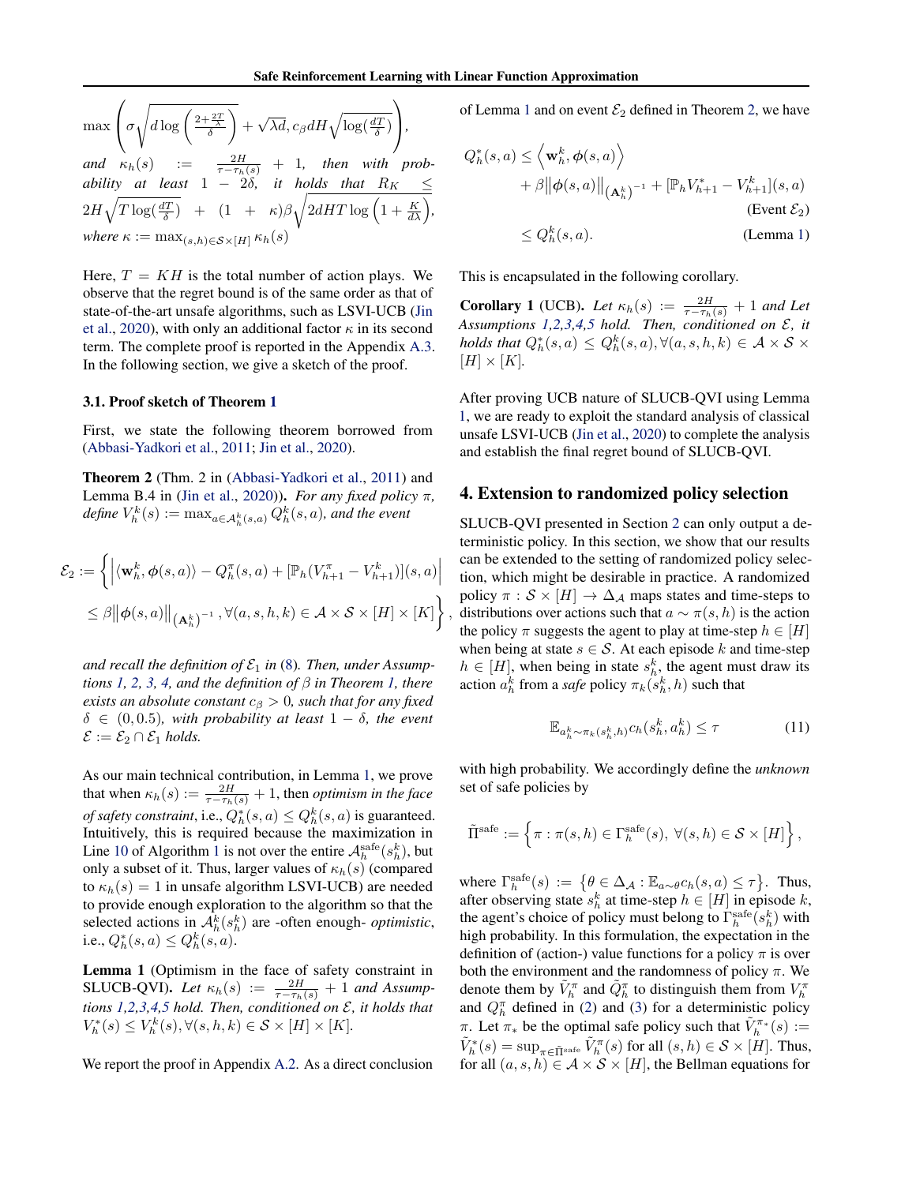$\max\left(\sigma\sqrt{d\log\left(\frac{2+\frac{2T}{\lambda}}{\delta}\right)}+\sqrt{\lambda d}, c_\beta dH\sqrt{\log(\frac{dT}{\delta})}\right)$, *and* $\kappa_h(s) := \frac{2H}{\tau-\tau_h(s)}+1$, *then with probability at least* $1-2\delta$, *it holds that* $R_K \leq 2H\sqrt{T\log(\frac{dT}{\delta})} + (1+\kappa)\beta\sqrt{2dHT\log\left(1+\frac{K}{d\lambda}\right)}$, *where* $\kappa := \max_{(s,h)\in\mathcal{S}\times[H]}\kappa_h(s)$

Here, $T = KH$ is the total number of action plays. We observe that the regret bound is of the same order as that of state-of-the-art unsafe algorithms, such as LSVI-UCB (Jin et al., 2020), with only an additional factor $\kappa$ in its second term. The complete proof is reported in the Appendix A.3. In the following section, we give a sketch of the proof.

### 3.1. Proof sketch of Theorem 1

First, we state the following theorem borrowed from (Abbasi-Yadkori et al., 2011; Jin et al., 2020).

**Theorem 2** (Thm. 2 in (Abbasi-Yadkori et al., 2011) and Lemma B.4 in (Jin et al., 2020)). *For any fixed policy* $\pi$, *define* $V_h^k(s) := \max_{a\in\mathcal{A}_h^k(s,a)} Q_h^k(s,a)$, *and the event*

$$\mathcal{E}_2 := \left\{\left|\langle \mathbf{w}_h^k, \boldsymbol{\phi}(s,a)\rangle - Q_h^\pi(s,a) + [\mathbb{P}_h(V_{h+1}^\pi - V_{h+1}^k)](s,a)\right| \leq \beta\left\|\boldsymbol{\phi}(s,a)\right\|_{(\mathbf{A}_h^k)^{-1}}, \forall(a,s,h,k)\in\mathcal{A}\times\mathcal{S}\times[H]\times[K]\right\},$$

*and recall the definition of* $\mathcal{E}_1$ *in* (8)*. Then, under Assumptions 1, 2, 3, 4, and the definition of* $\beta$ *in Theorem 1, there exists an absolute constant* $c_\beta > 0$*, such that for any fixed* $\delta\in(0,0.5)$*, with probability at least* $1-\delta$*, the event* $\mathcal{E} := \mathcal{E}_2\cap\mathcal{E}_1$ *holds.*

As our main technical contribution, in Lemma 1, we prove that when $\kappa_h(s) := \frac{2H}{\tau-\tau_h(s)}+1$, then *optimism in the face of safety constraint*, i.e., $Q_h^*(s,a)\leq Q_h^k(s,a)$ is guaranteed. Intuitively, this is required because the maximization in Line 10 of Algorithm 1 is not over the entire $\mathcal{A}_h^{\text{safe}}(s_h^k)$, but only a subset of it. Thus, larger values of $\kappa_h(s)$ (compared to $\kappa_h(s)=1$ in unsafe algorithm LSVI-UCB) are needed to provide enough exploration to the algorithm so that the selected actions in $\mathcal{A}_h^k(s_h^k)$ are -often enough- *optimistic*, i.e., $Q_h^*(s,a)\leq Q_h^k(s,a)$.

**Lemma 1** (Optimism in the face of safety constraint in SLUCB-QVI). *Let* $\kappa_h(s) := \frac{2H}{\tau-\tau_h(s)}+1$ *and Assumptions 1,2,3,4,5 hold. Then, conditioned on* $\mathcal{E}$*, it holds that* $V_h^*(s)\leq V_h^k(s), \forall(s,h,k)\in\mathcal{S}\times[H]\times[K]$.

We report the proof in Appendix A.2. As a direct conclusion of Lemma 1 and on event $\mathcal{E}_2$ defined in Theorem 2, we have

$$\begin{aligned} Q_h^*(s,a) &\leq \left\langle \mathbf{w}_h^k, \boldsymbol{\phi}(s,a)\right\rangle \\ &\quad + \beta\left\|\boldsymbol{\phi}(s,a)\right\|_{(\mathbf{A}_h^k)^{-1}} + [\mathbb{P}_h V_{h+1}^* - V_{h+1}^k](s,a) && \text{(Event } \mathcal{E}_2\text{)} \\ &\leq Q_h^k(s,a). && \text{(Lemma 1)} \end{aligned}$$

This is encapsulated in the following corollary.

**Corollary 1** (UCB). *Let* $\kappa_h(s) := \frac{2H}{\tau-\tau_h(s)}+1$ *and Let Assumptions 1,2,3,4,5 hold. Then, conditioned on* $\mathcal{E}$*, it holds that* $Q_h^*(s,a)\leq Q_h^k(s,a), \forall(a,s,h,k)\in\mathcal{A}\times\mathcal{S}\times[H]\times[K]$.

After proving UCB nature of SLUCB-QVI using Lemma 1, we are ready to exploit the standard analysis of classical unsafe LSVI-UCB (Jin et al., 2020) to complete the analysis and establish the final regret bound of SLUCB-QVI.

## 4. Extension to randomized policy selection

SLUCB-QVI presented in Section 2 can only output a deterministic policy. In this section, we show that our results can be extended to the setting of randomized policy selection, which might be desirable in practice. A randomized policy $\pi:\mathcal{S}\times[H]\rightarrow\Delta_{\mathcal{A}}$ maps states and time-steps to distributions over actions such that $a\sim\pi(s,h)$ is the action the policy $\pi$ suggests the agent to play at time-step $h\in[H]$ when being at state $s\in\mathcal{S}$. At each episode $k$ and time-step $h\in[H]$, when being in state $s_h^k$, the agent must draw its action $a_h^k$ from a *safe* policy $\pi_k(s_h^k,h)$ such that

$$\mathbb{E}_{a_h^k\sim\pi_k(s_h^k,h)} c_h(s_h^k,a_h^k)\leq\tau \tag{11}$$

with high probability. We accordingly define the *unknown* set of safe policies by

$$\tilde{\Pi}^{\text{safe}} := \left\{\pi:\pi(s,h)\in\Gamma_h^{\text{safe}}(s),\ \forall(s,h)\in\mathcal{S}\times[H]\right\},$$

where $\Gamma_h^{\text{safe}}(s) := \left\{\theta\in\Delta_{\mathcal{A}}:\mathbb{E}_{a\sim\theta}c_h(s,a)\leq\tau\right\}$. Thus, after observing state $s_h^k$ at time-step $h\in[H]$ in episode $k$, the agent's choice of policy must belong to $\Gamma_h^{\text{safe}}(s_h^k)$ with high probability. In this formulation, the expectation in the definition of (action-) value functions for a policy $\pi$ is over both the environment and the randomness of policy $\pi$. We denote them by $\tilde{V}_h^\pi$ and $\tilde{Q}_h^\pi$ to distinguish them from $V_h^\pi$ and $Q_h^\pi$ defined in (2) and (3) for a deterministic policy $\pi$. Let $\pi_*$ be the optimal safe policy such that $\tilde{V}_h^{\pi_*}(s) := \tilde{V}_h^*(s) = \sup_{\pi\in\tilde{\Pi}^{\text{safe}}}\tilde{V}_h^\pi(s)$ for all $(s,h)\in\mathcal{S}\times[H]$. Thus, for all $(a,s,h)\in\mathcal{A}\times\mathcal{S}\times[H]$, the Bellman equations for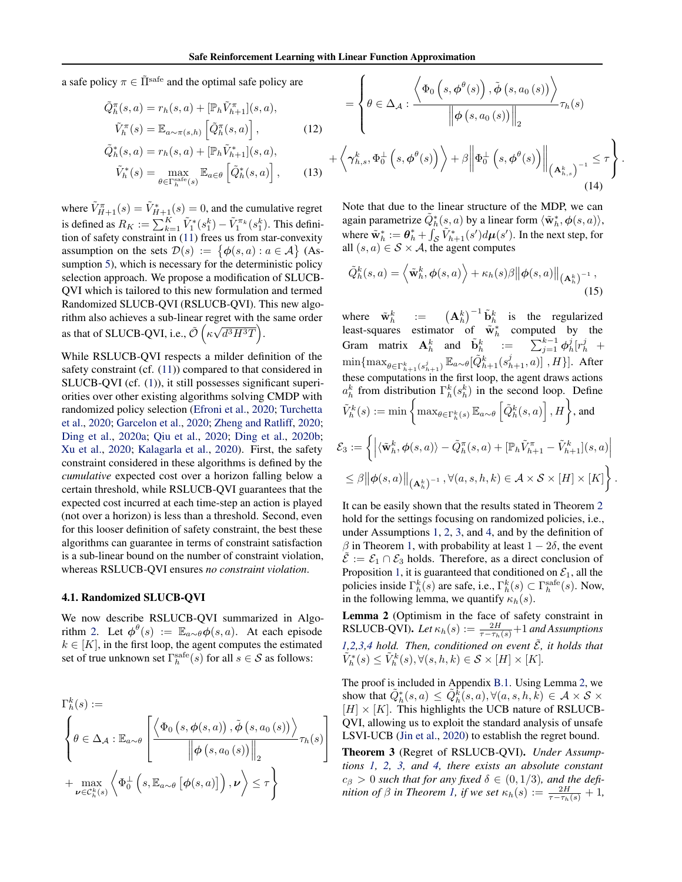a safe policy $\pi \in \tilde{\Pi}^{\text{safe}}$ and the optimal safe policy are

$$
\begin{aligned}
\tilde{Q}_h^{\pi}(s,a) &= r_h(s,a) + [\mathbb{P}_h \tilde{V}_{h+1}^{\pi}](s,a), \\
\tilde{V}_h^{\pi}(s) &= \mathbb{E}_{a \sim \pi(s,h)}\left[\tilde{Q}_h^{\pi}(s,a)\right],
\end{aligned} \tag{12}
$$

$$
\begin{aligned}
\tilde{Q}_h^{*}(s,a) &= r_h(s,a) + [\mathbb{P}_h \tilde{V}_{h+1}^{*}](s,a), \\
\tilde{V}_h^{*}(s) &= \max_{\theta \in \Gamma_h^{\text{safe}}(s)} \mathbb{E}_{a \in \theta}\left[\tilde{Q}_h^{*}(s,a)\right],
\end{aligned} \tag{13}
$$

where $\tilde{V}_{H+1}^{\pi}(s) = \tilde{V}_{H+1}^{*}(s) = 0$, and the cumulative regret is defined as $R_K := \sum_{k=1}^{K} \tilde{V}_1^{*}(s_1^k) - \tilde{V}_1^{\pi_k}(s_1^k)$. This definition of safety constraint in (11) frees us from star-convexity assumption on the sets $\mathcal{D}(s) := \{\boldsymbol{\phi}(s,a) : a \in \mathcal{A}\}$ (Assumption 5), which is necessary for the deterministic policy selection approach. We propose a modification of SLUCB-QVI which is tailored to this new formulation and termed Randomized SLUCB-QVI (RSLUCB-QVI). This new algorithm also achieves a sub-linear regret with the same order as that of SLUCB-QVI, i.e., $\tilde{\mathcal{O}}\left(\kappa\sqrt{d^3H^3T}\right)$.

While RSLUCB-QVI respects a milder definition of the safety constraint (cf. (11)) compared to that considered in SLUCB-QVI (cf. (1)), it still possesses significant superiorities over other existing algorithms solving CMDP with randomized policy selection (Efroni et al., 2020; Turchetta et al., 2020; Garcelon et al., 2020; Zheng and Ratliff, 2020; Ding et al., 2020a; Qiu et al., 2020; Ding et al., 2020b; Xu et al., 2020; Kalagarla et al., 2020). First, the safety constraint considered in these algorithms is defined by the *cumulative* expected cost over a horizon falling below a certain threshold, while RSLUCB-QVI guarantees that the expected cost incurred at each time-step an action is played (not over a horizon) is less than a threshold. Second, even for this looser definition of safety constraint, the best these algorithms can guarantee in terms of constraint satisfaction is a sub-linear bound on the number of constraint violation, whereas RSLUCB-QVI ensures *no constraint violation*.

### 4.1. Randomized SLUCB-QVI

We now describe RSLUCB-QVI summarized in Algorithm 2. Let $\boldsymbol{\phi}^{\theta}(s) := \mathbb{E}_{a\sim\theta}\boldsymbol{\phi}(s,a)$. At each episode $k \in [K]$, in the first loop, the agent computes the estimated set of true unknown set $\Gamma_h^{\text{safe}}(s)$ for all $s \in \mathcal{S}$ as follows:

$$
\begin{aligned}
&\Gamma_h^k(s) := \\
&\Bigg\{\theta \in \Delta_{\mathcal{A}} : \mathbb{E}_{a\sim\theta}\left[\frac{\left\langle \Phi_0\left(s, \boldsymbol{\phi}(s,a)\right), \tilde{\boldsymbol{\phi}}\left(s, a_0(s)\right)\right\rangle}{\left\|\boldsymbol{\phi}\left(s, a_0(s)\right)\right\|_2}\tau_h(s)\right] \\
&+ \max_{\boldsymbol{\nu} \in \mathcal{C}_h^k(s)} \left\langle \Phi_0^{\perp}\left(s, \mathbb{E}_{a\sim\theta}\left[\boldsymbol{\phi}(s,a)\right]\right), \boldsymbol{\nu}\right\rangle \leq \tau\Bigg\}
\end{aligned}
$$

$$
\begin{aligned}
&= \Bigg\{\theta \in \Delta_{\mathcal{A}} : \frac{\left\langle \Phi_0\left(s, \boldsymbol{\phi}^{\theta}(s)\right), \tilde{\boldsymbol{\phi}}\left(s, a_0(s)\right)\right\rangle}{\left\|\boldsymbol{\phi}\left(s, a_0(s)\right)\right\|_2}\tau_h(s) \\
&+ \left\langle \boldsymbol{\gamma}_{h,s}^k, \Phi_0^{\perp}\left(s, \boldsymbol{\phi}^{\theta}(s)\right)\right\rangle + \beta\left\|\Phi_0^{\perp}\left(s, \boldsymbol{\phi}^{\theta}(s)\right)\right\|_{\left(\mathbf{A}_{h,s}^k\right)^{-1}} \leq \tau\Bigg\}.
\end{aligned} \tag{14}
$$

Note that due to the linear structure of the MDP, we can again parametrize $\tilde{Q}_h^{*}(s,a)$ by a linear form $\langle \tilde{\mathbf{w}}_h^{*}, \boldsymbol{\phi}(s,a)\rangle$, where $\tilde{\mathbf{w}}_h^{*} := \boldsymbol{\theta}_h^{*} + \int_{\mathcal{S}} \tilde{V}_{h+1}^{*}(s')d\boldsymbol{\mu}(s')$. In the next step, for all $(s,a) \in \mathcal{S}\times\mathcal{A}$, the agent computes

$$
\tilde{Q}_h^k(s,a) = \left\langle \tilde{\mathbf{w}}_h^k, \boldsymbol{\phi}(s,a)\right\rangle + \kappa_h(s)\beta\left\|\boldsymbol{\phi}(s,a)\right\|_{\left(\mathbf{A}_h^k\right)^{-1}}, \tag{15}
$$

where $\tilde{\mathbf{w}}_h^k := \left(\mathbf{A}_h^k\right)^{-1}\tilde{\mathbf{b}}_h^k$ is the regularized least-squares estimator of $\tilde{\mathbf{w}}_h^{*}$ computed by the Gram matrix $\mathbf{A}_h^k$ and $\tilde{\mathbf{b}}_h^k := \sum_{j=1}^{k-1}\boldsymbol{\phi}_h^j[r_h^j + \min\{\max_{\theta\in\Gamma_{h+1}^k(s_{h+1}^j)}\mathbb{E}_{a\sim\theta}[\tilde{Q}_{h+1}^k(s_{h+1}^j,a)], H\}]$. After these computations in the first loop, the agent draws actions $a_h^k$ from distribution $\Gamma_h^k(s_h^k)$ in the second loop. Define $\tilde{V}_h^k(s) := \min\left\{\max_{\theta\in\Gamma_h^k(s)}\mathbb{E}_{a\sim\theta}\left[\tilde{Q}_h^k(s,a)\right], H\right\}$, and

$$
\begin{aligned}
\mathcal{E}_3 := \Bigg\{&\left|\langle \tilde{\mathbf{w}}_h^k, \boldsymbol{\phi}(s,a)\rangle - \tilde{Q}_h^{\pi}(s,a) + [\mathbb{P}_h\tilde{V}_{h+1}^{\pi} - \tilde{V}_{h+1}^k](s,a)\right| \\
&\leq \beta\left\|\boldsymbol{\phi}(s,a)\right\|_{\left(\mathbf{A}_h^k\right)^{-1}}, \forall (a,s,h,k) \in \mathcal{A}\times\mathcal{S}\times[H]\times[K]\Bigg\}.
\end{aligned}
$$

It can be easily shown that the results stated in Theorem 2 hold for the settings focusing on randomized policies, i.e., under Assumptions 1, 2, 3, and 4, and by the definition of $\beta$ in Theorem 1, with probability at least $1-2\delta$, the event $\tilde{\mathcal{E}} := \mathcal{E}_1 \cap \mathcal{E}_3$ holds. Therefore, as a direct conclusion of Proposition 1, it is guaranteed that conditioned on $\mathcal{E}_1$, all the policies inside $\Gamma_h^k(s)$ are safe, i.e., $\Gamma_h^k(s) \subset \Gamma_h^{\text{safe}}(s)$. Now, in the following lemma, we quantify $\kappa_h(s)$.

**Lemma 2** (Optimism in the face of safety constraint in RSLUCB-QVI). *Let $\kappa_h(s) := \frac{2H}{\tau-\tau_h(s)}+1$ and Assumptions 1,2,3,4 hold. Then, conditioned on event $\tilde{\mathcal{E}}$, it holds that $\tilde{V}_h^{*}(s) \leq \tilde{V}_h^k(s), \forall (s,h,k) \in \mathcal{S}\times[H]\times[K]$.*

The proof is included in Appendix B.1. Using Lemma 2, we show that $\tilde{Q}_h^{*}(s,a) \leq \tilde{Q}_h^k(s,a), \forall (a,s,h,k) \in \mathcal{A}\times\mathcal{S}\times[H]\times[K]$. This highlights the UCB nature of RSLUCB-QVI, allowing us to exploit the standard analysis of unsafe LSVI-UCB (Jin et al., 2020) to establish the regret bound.

**Theorem 3** (Regret of RSLUCB-QVI). *Under Assumptions 1, 2, 3, and 4, there exists an absolute constant $c_\beta > 0$ such that for any fixed $\delta \in (0, 1/3)$, and the definition of $\beta$ in Theorem 1, if we set $\kappa_h(s) := \frac{2H}{\tau-\tau_h(s)}+1$,*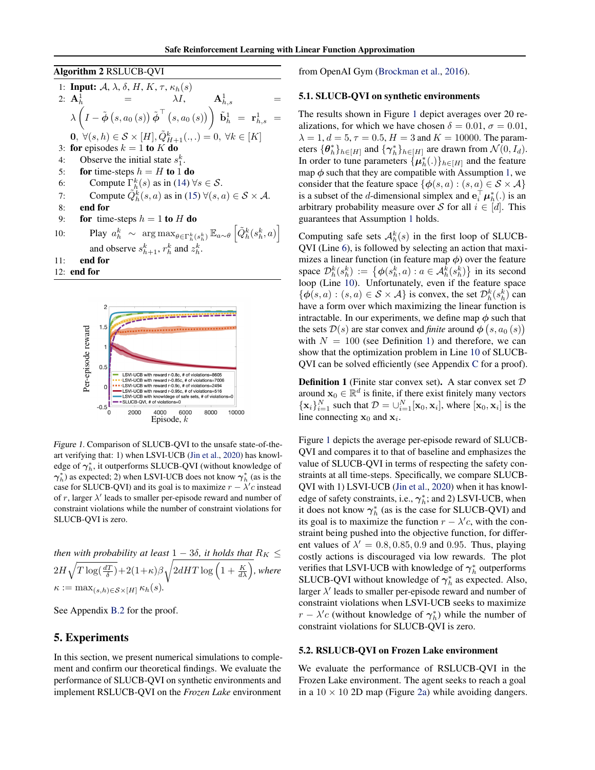**Algorithm 2** RSLUCB-QVI

1: **Input:** $\mathcal{A}$, $\lambda$, $\delta$, $H$, $K$, $\tau$, $\kappa_h(s)$
2: $\mathbf{A}_h^1 = \lambda I$, $\mathbf{A}_{h,s}^1 = \lambda\left(I - \tilde{\boldsymbol{\phi}}\left(s, a_0\left(s\right)\right)\tilde{\boldsymbol{\phi}}^\top\left(s, a_0\left(s\right)\right)\right)$ $\tilde{\mathbf{b}}_h^1 = \mathbf{r}_{h,s}^1 = \mathbf{0}$, $\forall (s,h) \in \mathcal{S} \times [H], \tilde{Q}_{H+1}^k(.,.) = 0, \forall k \in [K]$
3: **for** episodes $k = 1$ **to** $K$ **do**
4: Observe the initial state $s_1^k$.
5: **for** time-steps $h = H$ **to** $1$ **do**
6: Compute $\Gamma_h^k(s)$ as in (14) $\forall s \in \mathcal{S}$.
7: Compute $\tilde{Q}_h^k(s,a)$ as in (15) $\forall (s,a) \in \mathcal{S} \times \mathcal{A}$.
8: **end for**
9: **for** time-steps $h = 1$ **to** $H$ **do**
10: Play $a_h^k \sim \arg\max_{\theta \in \Gamma_h^k(s_h^k)} \mathbb{E}_{a \sim \theta}\left[\tilde{Q}_h^k(s_h^k, a)\right]$ and observe $s_{h+1}^k$, $r_h^k$ and $z_h^k$.
11: **end for**
12: **end for**

*Figure 1.* Comparison of SLUCB-QVI to the unsafe state-of-the-art verifying that: 1) when LSVI-UCB (Jin et al., 2020) has knowledge of $\boldsymbol{\gamma}_h^*$, it outperforms SLUCB-QVI (without knowledge of $\boldsymbol{\gamma}_h^*$) as expected; 2) when LSVI-UCB does not know $\boldsymbol{\gamma}_h^*$ (as is the case for SLUCB-QVI) and its goal is to maximize $r - \lambda' c$ instead of $r$, larger $\lambda'$ leads to smaller per-episode reward and number of constraint violations while the number of constraint violations for SLUCB-QVI is zero.

*then with probability at least* $1 - 3\delta$*, it holds that* $R_K \leq 2H\sqrt{T\log(\frac{dT}{\delta})} + 2(1+\kappa)\beta\sqrt{2dHT\log\left(1 + \frac{K}{d\lambda}\right)}$*, where* $\kappa := \max_{(s,h)\in\mathcal{S}\times[H]} \kappa_h(s)$.

See Appendix B.2 for the proof.

## 5. Experiments

In this section, we present numerical simulations to complement and confirm our theoretical findings. We evaluate the performance of SLUCB-QVI on synthetic environments and implement RSLUCB-QVI on the *Frozen Lake* environment from OpenAI Gym (Brockman et al., 2016).

### 5.1. SLUCB-QVI on synthetic environments

The results shown in Figure 1 depict averages over 20 realizations, for which we have chosen $\delta = 0.01$, $\sigma = 0.01$, $\lambda = 1$, $d = 5$, $\tau = 0.5$, $H = 3$ and $K = 10000$. The parameters $\{\boldsymbol{\theta}_h^*\}_{h\in[H]}$ and $\{\boldsymbol{\gamma}_h^*\}_{h\in[H]}$ are drawn from $\mathcal{N}(0, I_d)$. In order to tune parameters $\{\boldsymbol{\mu}_h^*(.)\}_{h\in[H]}$ and the feature map $\boldsymbol{\phi}$ such that they are compatible with Assumption 1, we consider that the feature space $\{\boldsymbol{\phi}(s,a) : (s,a) \in \mathcal{S} \times \mathcal{A}\}$ is a subset of the $d$-dimensional simplex and $\mathbf{e}_i^\top \boldsymbol{\mu}_h^*(.)$ is an arbitrary probability measure over $\mathcal{S}$ for all $i \in [d]$. This guarantees that Assumption 1 holds.

Computing safe sets $\mathcal{A}_h^k(s)$ in the first loop of SLUCB-QVI (Line 6), is followed by selecting an action that maximizes a linear function (in feature map $\boldsymbol{\phi}$) over the feature space $\mathcal{D}_h^k(s_h^k) := \left\{\boldsymbol{\phi}(s_h^k, a) : a \in \mathcal{A}_h^k(s_h^k)\right\}$ in its second loop (Line 10). Unfortunately, even if the feature space $\{\boldsymbol{\phi}(s,a) : (s,a) \in \mathcal{S} \times \mathcal{A}\}$ is convex, the set $\mathcal{D}_h^k(s_h^k)$ can have a form over which maximizing the linear function is intractable. In our experiments, we define map $\boldsymbol{\phi}$ such that the sets $\mathcal{D}(s)$ are star convex and *finite* around $\boldsymbol{\phi}\left(s, a_0\left(s\right)\right)$ with $N = 100$ (see Definition 1) and therefore, we can show that the optimization problem in Line 10 of SLUCB-QVI can be solved efficiently (see Appendix C for a proof).

**Definition 1** (Finite star convex set)**.** A star convex set $\mathcal{D}$ around $\mathbf{x}_0 \in \mathbb{R}^d$ is finite, if there exist finitely many vectors $\{\mathbf{x}_i\}_{i=1}^N$ such that $\mathcal{D} = \cup_{i=1}^N [\mathbf{x}_0, \mathbf{x}_i]$, where $[\mathbf{x}_0, \mathbf{x}_i]$ is the line connecting $\mathbf{x}_0$ and $\mathbf{x}_i$.

Figure 1 depicts the average per-episode reward of SLUCB-QVI and compares it to that of baseline and emphasizes the value of SLUCB-QVI in terms of respecting the safety constraints at all time-steps. Specifically, we compare SLUCB-QVI with 1) LSVI-UCB (Jin et al., 2020) when it has knowledge of safety constraints, i.e., $\boldsymbol{\gamma}_h^*$; and 2) LSVI-UCB, when it does not know $\boldsymbol{\gamma}_h^*$ (as is the case for SLUCB-QVI) and its goal is to maximize the function $r - \lambda' c$, with the constraint being pushed into the objective function, for different values of $\lambda' = 0.8, 0.85, 0.9$ and $0.95$. Thus, playing costly actions is discouraged via low rewards. The plot verifies that LSVI-UCB with knowledge of $\boldsymbol{\gamma}_h^*$ outperforms SLUCB-QVI without knowledge of $\boldsymbol{\gamma}_h^*$ as expected. Also, larger $\lambda'$ leads to smaller per-episode reward and number of constraint violations when LSVI-UCB seeks to maximize $r - \lambda' c$ (without knowledge of $\boldsymbol{\gamma}_h^*$) while the number of constraint violations for SLUCB-QVI is zero.

### 5.2. RSLUCB-QVI on Frozen Lake environment

We evaluate the performance of RSLUCB-QVI in the Frozen Lake environment. The agent seeks to reach a goal in a $10 \times 10$ 2D map (Figure 2a) while avoiding dangers.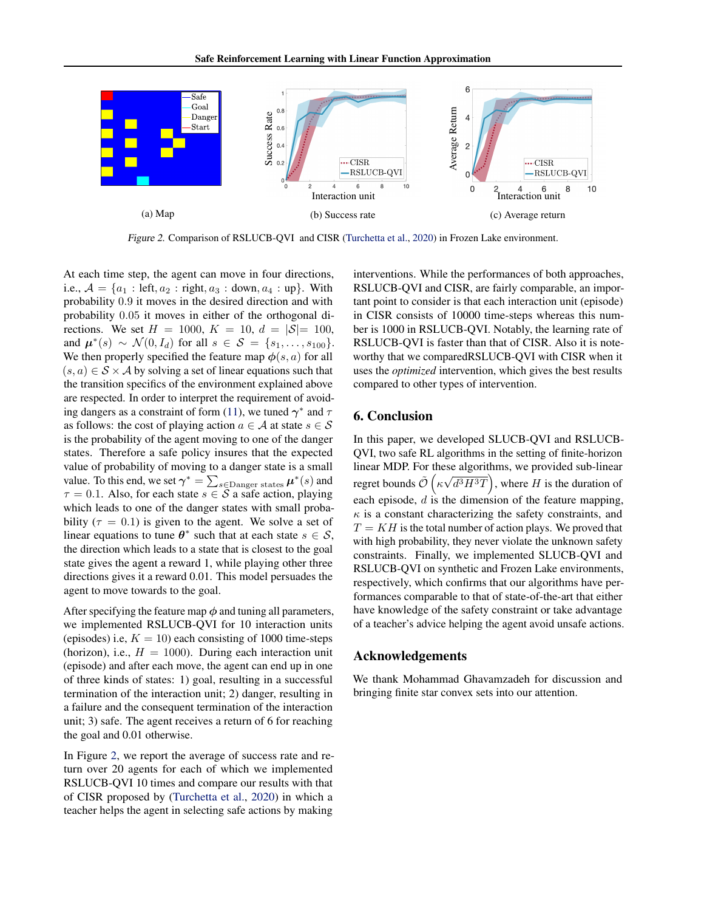(a) Map

(b) Success rate

(c) Average return

*Figure 2.* Comparison of RSLUCB-QVI and CISR (Turchetta et al., 2020) in Frozen Lake environment.

At each time step, the agent can move in four directions, i.e., $\mathcal{A} = \{a_1 : \text{left}, a_2 : \text{right}, a_3 : \text{down}, a_4 : \text{up}\}$. With probability $0.9$ it moves in the desired direction and with probability $0.05$ it moves in either of the orthogonal directions. We set $H = 1000$, $K = 10$, $d = |\mathcal{S}| = 100$, and $\boldsymbol{\mu}^*(s) \sim \mathcal{N}(0, I_d)$ for all $s \in \mathcal{S} = \{s_1, \ldots, s_{100}\}$. We then properly specified the feature map $\boldsymbol{\phi}(s,a)$ for all $(s,a) \in \mathcal{S} \times \mathcal{A}$ by solving a set of linear equations such that the transition specifics of the environment explained above are respected. In order to interpret the requirement of avoiding dangers as a constraint of form (11), we tuned $\boldsymbol{\gamma}^*$ and $\tau$ as follows: the cost of playing action $a \in \mathcal{A}$ at state $s \in \mathcal{S}$ is the probability of the agent moving to one of the danger states. Therefore a safe policy insures that the expected value of probability of moving to a danger state is a small value. To this end, we set $\boldsymbol{\gamma}^* = \sum_{s \in \text{Danger states}} \boldsymbol{\mu}^*(s)$ and $\tau = 0.1$. Also, for each state $s \in \mathcal{S}$ a safe action, playing which leads to one of the danger states with small probability ($\tau = 0.1$) is given to the agent. We solve a set of linear equations to tune $\boldsymbol{\theta}^*$ such that at each state $s \in \mathcal{S}$, the direction which leads to a state that is closest to the goal state gives the agent a reward 1, while playing other three directions gives it a reward 0.01. This model persuades the agent to move towards to the goal.

After specifying the feature map $\boldsymbol{\phi}$ and tuning all parameters, we implemented RSLUCB-QVI for 10 interaction units (episodes) i.e, $K = 10$) each consisting of 1000 time-steps (horizon), i.e., $H = 1000$). During each interaction unit (episode) and after each move, the agent can end up in one of three kinds of states: 1) goal, resulting in a successful termination of the interaction unit; 2) danger, resulting in a failure and the consequent termination of the interaction unit; 3) safe. The agent receives a return of 6 for reaching the goal and 0.01 otherwise.

In Figure 2, we report the average of success rate and return over 20 agents for each of which we implemented RSLUCB-QVI 10 times and compare our results with that of CISR proposed by (Turchetta et al., 2020) in which a teacher helps the agent in selecting safe actions by making interventions. While the performances of both approaches, RSLUCB-QVI and CISR, are fairly comparable, an important point to consider is that each interaction unit (episode) in CISR consists of 10000 time-steps whereas this number is 1000 in RSLUCB-QVI. Notably, the learning rate of RSLUCB-QVI is faster than that of CISR. Also it is noteworthy that we comparedRSLUCB-QVI with CISR when it uses the *optimized* intervention, which gives the best results compared to other types of intervention.

## 6. Conclusion

In this paper, we developed SLUCB-QVI and RSLUCB-QVI, two safe RL algorithms in the setting of finite-horizon linear MDP. For these algorithms, we provided sub-linear regret bounds $\tilde{\mathcal{O}}\left(\kappa\sqrt{d^3H^3T}\right)$, where $H$ is the duration of each episode, $d$ is the dimension of the feature mapping, $\kappa$ is a constant characterizing the safety constraints, and $T = KH$ is the total number of action plays. We proved that with high probability, they never violate the unknown safety constraints. Finally, we implemented SLUCB-QVI and RSLUCB-QVI on synthetic and Frozen Lake environments, respectively, which confirms that our algorithms have performances comparable to that of state-of-the-art that either have knowledge of the safety constraint or take advantage of a teacher's advice helping the agent avoid unsafe actions.

## Acknowledgements

We thank Mohammad Ghavamzadeh for discussion and bringing finite star convex sets into our attention.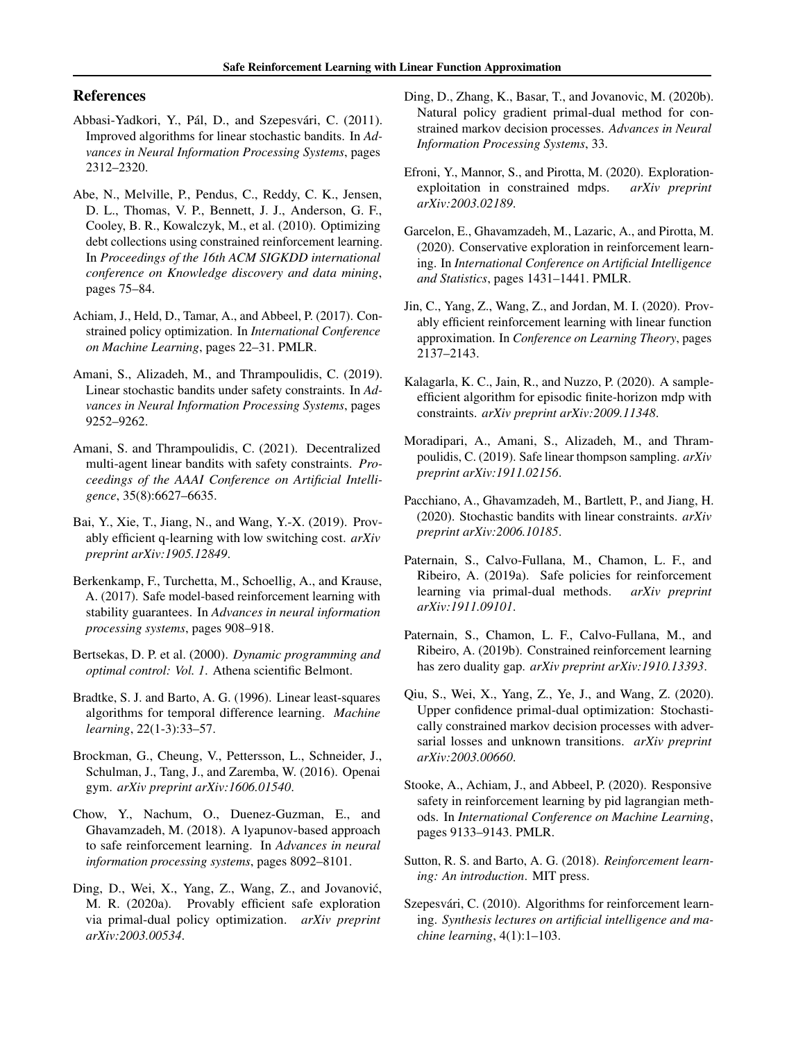## References

Abbasi-Yadkori, Y., Pál, D., and Szepesvári, C. (2011). Improved algorithms for linear stochastic bandits. In *Advances in Neural Information Processing Systems*, pages 2312–2320.

Abe, N., Melville, P., Pendus, C., Reddy, C. K., Jensen, D. L., Thomas, V. P., Bennett, J. J., Anderson, G. F., Cooley, B. R., Kowalczyk, M., et al. (2010). Optimizing debt collections using constrained reinforcement learning. In *Proceedings of the 16th ACM SIGKDD international conference on Knowledge discovery and data mining*, pages 75–84.

Achiam, J., Held, D., Tamar, A., and Abbeel, P. (2017). Constrained policy optimization. In *International Conference on Machine Learning*, pages 22–31. PMLR.

Amani, S., Alizadeh, M., and Thrampoulidis, C. (2019). Linear stochastic bandits under safety constraints. In *Advances in Neural Information Processing Systems*, pages 9252–9262.

Amani, S. and Thrampoulidis, C. (2021). Decentralized multi-agent linear bandits with safety constraints. *Proceedings of the AAAI Conference on Artificial Intelligence*, 35(8):6627–6635.

Bai, Y., Xie, T., Jiang, N., and Wang, Y.-X. (2019). Provably efficient q-learning with low switching cost. *arXiv preprint arXiv:1905.12849*.

Berkenkamp, F., Turchetta, M., Schoellig, A., and Krause, A. (2017). Safe model-based reinforcement learning with stability guarantees. In *Advances in neural information processing systems*, pages 908–918.

Bertsekas, D. P. et al. (2000). *Dynamic programming and optimal control: Vol. 1*. Athena scientific Belmont.

Bradtke, S. J. and Barto, A. G. (1996). Linear least-squares algorithms for temporal difference learning. *Machine learning*, 22(1-3):33–57.

Brockman, G., Cheung, V., Pettersson, L., Schneider, J., Schulman, J., Tang, J., and Zaremba, W. (2016). Openai gym. *arXiv preprint arXiv:1606.01540*.

Chow, Y., Nachum, O., Duenez-Guzman, E., and Ghavamzadeh, M. (2018). A lyapunov-based approach to safe reinforcement learning. In *Advances in neural information processing systems*, pages 8092–8101.

Ding, D., Wei, X., Yang, Z., Wang, Z., and Jovanović, M. R. (2020a). Provably efficient safe exploration via primal-dual policy optimization. *arXiv preprint arXiv:2003.00534*.

Ding, D., Zhang, K., Basar, T., and Jovanovic, M. (2020b). Natural policy gradient primal-dual method for constrained markov decision processes. *Advances in Neural Information Processing Systems*, 33.

Efroni, Y., Mannor, S., and Pirotta, M. (2020). Exploration-exploitation in constrained mdps. *arXiv preprint arXiv:2003.02189*.

Garcelon, E., Ghavamzadeh, M., Lazaric, A., and Pirotta, M. (2020). Conservative exploration in reinforcement learning. In *International Conference on Artificial Intelligence and Statistics*, pages 1431–1441. PMLR.

Jin, C., Yang, Z., Wang, Z., and Jordan, M. I. (2020). Provably efficient reinforcement learning with linear function approximation. In *Conference on Learning Theory*, pages 2137–2143.

Kalagarla, K. C., Jain, R., and Nuzzo, P. (2020). A sample-efficient algorithm for episodic finite-horizon mdp with constraints. *arXiv preprint arXiv:2009.11348*.

Moradipari, A., Amani, S., Alizadeh, M., and Thrampoulidis, C. (2019). Safe linear thompson sampling. *arXiv preprint arXiv:1911.02156*.

Pacchiano, A., Ghavamzadeh, M., Bartlett, P., and Jiang, H. (2020). Stochastic bandits with linear constraints. *arXiv preprint arXiv:2006.10185*.

Paternain, S., Calvo-Fullana, M., Chamon, L. F., and Ribeiro, A. (2019a). Safe policies for reinforcement learning via primal-dual methods. *arXiv preprint arXiv:1911.09101*.

Paternain, S., Chamon, L. F., Calvo-Fullana, M., and Ribeiro, A. (2019b). Constrained reinforcement learning has zero duality gap. *arXiv preprint arXiv:1910.13393*.

Qiu, S., Wei, X., Yang, Z., Ye, J., and Wang, Z. (2020). Upper confidence primal-dual optimization: Stochastically constrained markov decision processes with adversarial losses and unknown transitions. *arXiv preprint arXiv:2003.00660*.

Stooke, A., Achiam, J., and Abbeel, P. (2020). Responsive safety in reinforcement learning by pid lagrangian methods. In *International Conference on Machine Learning*, pages 9133–9143. PMLR.

Sutton, R. S. and Barto, A. G. (2018). *Reinforcement learning: An introduction*. MIT press.

Szepesvári, C. (2010). Algorithms for reinforcement learning. *Synthesis lectures on artificial intelligence and machine learning*, 4(1):1–103.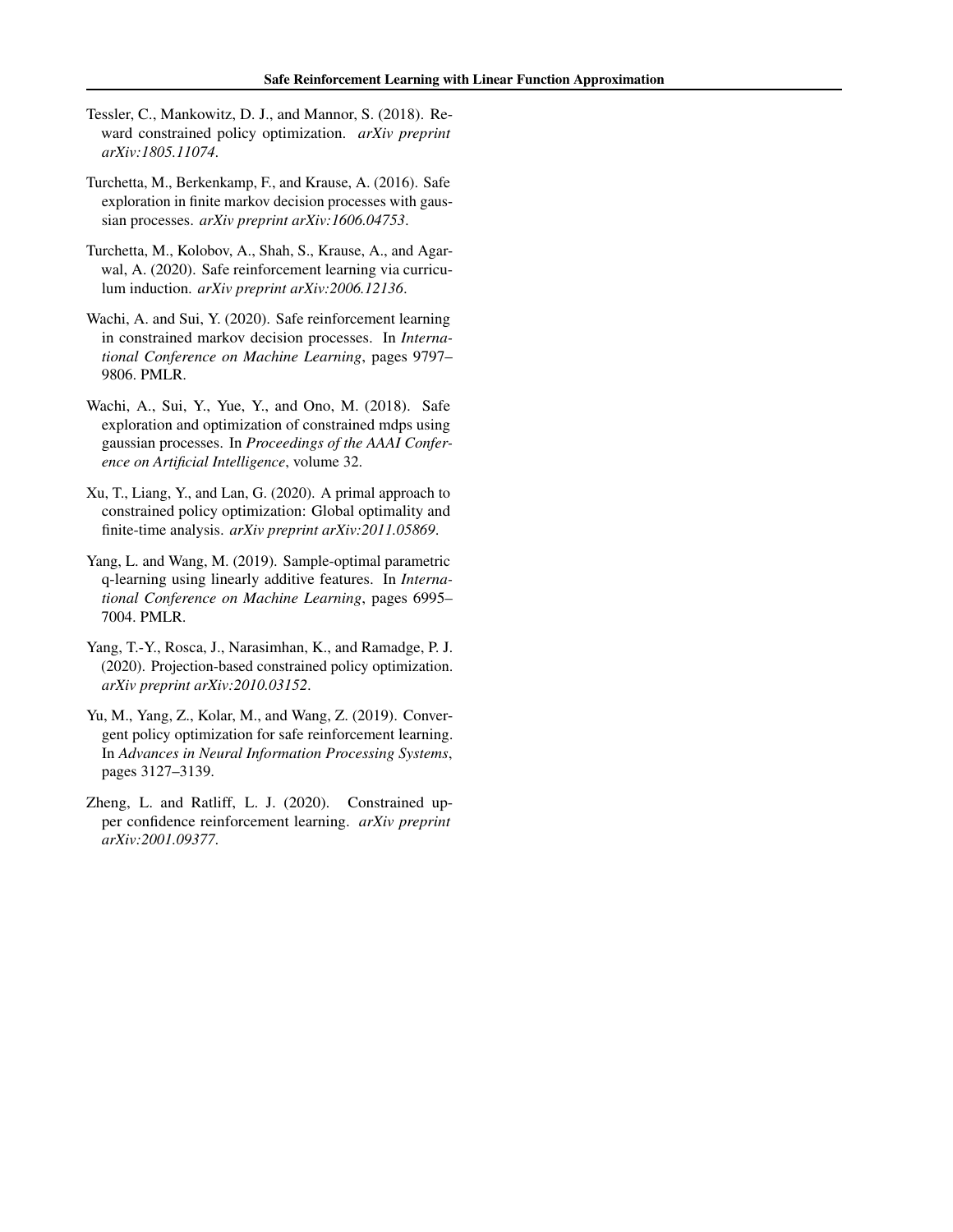Tessler, C., Mankowitz, D. J., and Mannor, S. (2018). Reward constrained policy optimization. *arXiv preprint arXiv:1805.11074*.

Turchetta, M., Berkenkamp, F., and Krause, A. (2016). Safe exploration in finite markov decision processes with gaussian processes. *arXiv preprint arXiv:1606.04753*.

Turchetta, M., Kolobov, A., Shah, S., Krause, A., and Agarwal, A. (2020). Safe reinforcement learning via curriculum induction. *arXiv preprint arXiv:2006.12136*.

Wachi, A. and Sui, Y. (2020). Safe reinforcement learning in constrained markov decision processes. In *International Conference on Machine Learning*, pages 9797–9806. PMLR.

Wachi, A., Sui, Y., Yue, Y., and Ono, M. (2018). Safe exploration and optimization of constrained mdps using gaussian processes. In *Proceedings of the AAAI Conference on Artificial Intelligence*, volume 32.

Xu, T., Liang, Y., and Lan, G. (2020). A primal approach to constrained policy optimization: Global optimality and finite-time analysis. *arXiv preprint arXiv:2011.05869*.

Yang, L. and Wang, M. (2019). Sample-optimal parametric q-learning using linearly additive features. In *International Conference on Machine Learning*, pages 6995–7004. PMLR.

Yang, T.-Y., Rosca, J., Narasimhan, K., and Ramadge, P. J. (2020). Projection-based constrained policy optimization. *arXiv preprint arXiv:2010.03152*.

Yu, M., Yang, Z., Kolar, M., and Wang, Z. (2019). Convergent policy optimization for safe reinforcement learning. In *Advances in Neural Information Processing Systems*, pages 3127–3139.

Zheng, L. and Ratliff, L. J. (2020). Constrained upper confidence reinforcement learning. *arXiv preprint arXiv:2001.09377*.